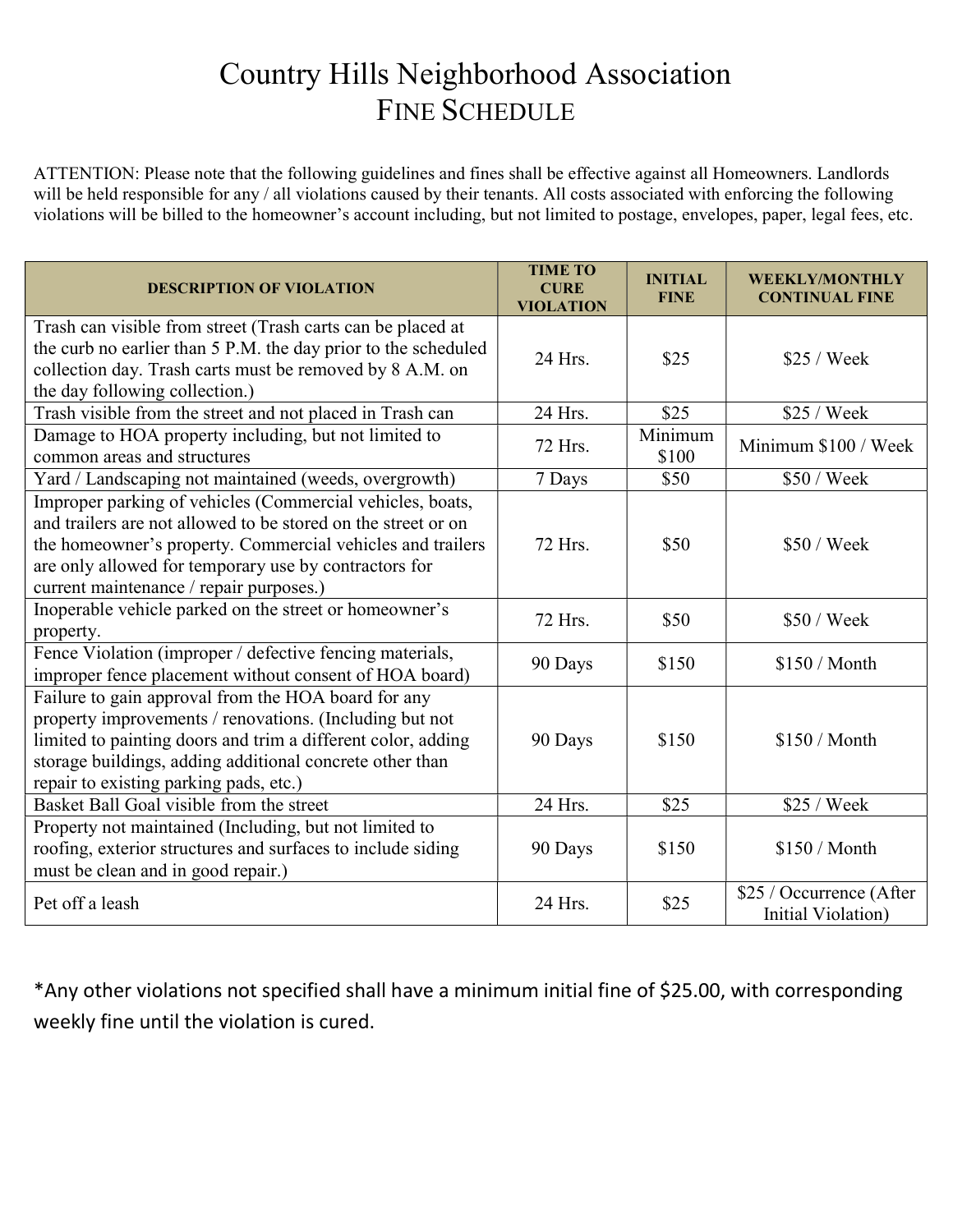# Country Hills Neighborhood Association
## Fine Schedule

ATTENTION: Please note that the following guidelines and fines shall be effective against all Homeowners. Landlords will be held responsible for any / all violations caused by their tenants. All costs associated with enforcing the following violations will be billed to the homeowner's account including, but not limited to postage, envelopes, paper, legal fees, etc.

| DESCRIPTION OF VIOLATION | TIME TO CURE VIOLATION | INITIAL FINE | WEEKLY/MONTHLY CONTINUAL FINE |
|---|---|---|---|
| Trash can visible from street (Trash carts can be placed at the curb no earlier than 5 P.M. the day prior to the scheduled collection day. Trash carts must be removed by 8 A.M. on the day following collection.) | 24 Hrs. | $25 | $25 / Week |
| Trash visible from the street and not placed in Trash can | 24 Hrs. | $25 | $25 / Week |
| Damage to HOA property including, but not limited to common areas and structures | 72 Hrs. | Minimum $100 | Minimum $100 / Week |
| Yard / Landscaping not maintained (weeds, overgrowth) | 7 Days | $50 | $50 / Week |
| Improper parking of vehicles (Commercial vehicles, boats, and trailers are not allowed to be stored on the street or on the homeowner's property. Commercial vehicles and trailers are only allowed for temporary use by contractors for current maintenance / repair purposes.) | 72 Hrs. | $50 | $50 / Week |
| Inoperable vehicle parked on the street or homeowner's property. | 72 Hrs. | $50 | $50 / Week |
| Fence Violation (improper / defective fencing materials, improper fence placement without consent of HOA board) | 90 Days | $150 | $150 / Month |
| Failure to gain approval from the HOA board for any property improvements / renovations. (Including but not limited to painting doors and trim a different color, adding storage buildings, adding additional concrete other than repair to existing parking pads, etc.) | 90 Days | $150 | $150 / Month |
| Basket Ball Goal visible from the street | 24 Hrs. | $25 | $25 / Week |
| Property not maintained (Including, but not limited to roofing, exterior structures and surfaces to include siding must be clean and in good repair.) | 90 Days | $150 | $150 / Month |
| Pet off a leash | 24 Hrs. | $25 | $25 / Occurrence (After Initial Violation) |

*Any other violations not specified shall have a minimum initial fine of $25.00, with corresponding weekly fine until the violation is cured.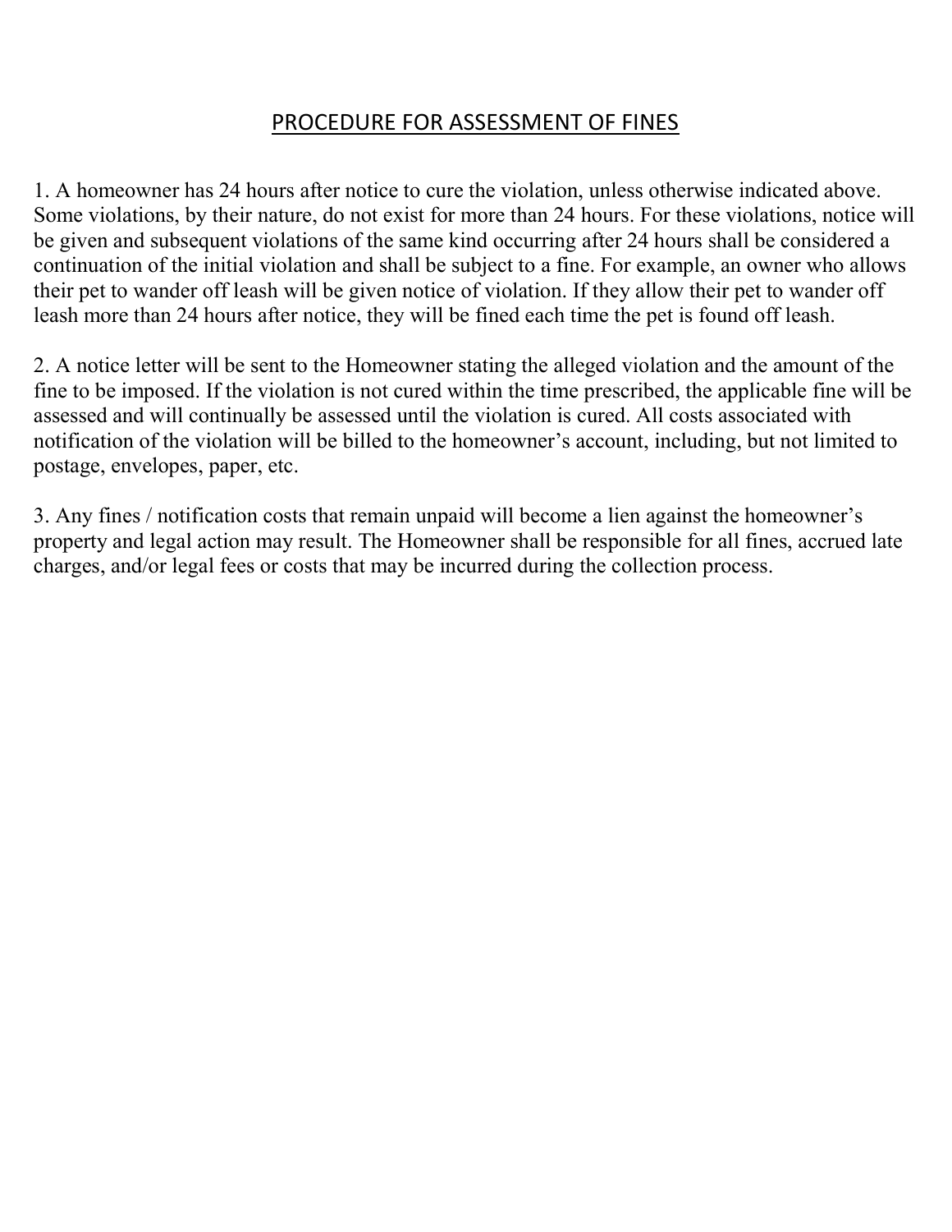## PROCEDURE FOR ASSESSMENT OF FINES

1. A homeowner has 24 hours after notice to cure the violation, unless otherwise indicated above. Some violations, by their nature, do not exist for more than 24 hours. For these violations, notice will be given and subsequent violations of the same kind occurring after 24 hours shall be considered a continuation of the initial violation and shall be subject to a fine. For example, an owner who allows their pet to wander off leash will be given notice of violation. If they allow their pet to wander off leash more than 24 hours after notice, they will be fined each time the pet is found off leash.

2. A notice letter will be sent to the Homeowner stating the alleged violation and the amount of the fine to be imposed. If the violation is not cured within the time prescribed, the applicable fine will be assessed and will continually be assessed until the violation is cured. All costs associated with notification of the violation will be billed to the homeowner's account, including, but not limited to postage, envelopes, paper, etc.

3. Any fines / notification costs that remain unpaid will become a lien against the homeowner's property and legal action may result. The Homeowner shall be responsible for all fines, accrued late charges, and/or legal fees or costs that may be incurred during the collection process.